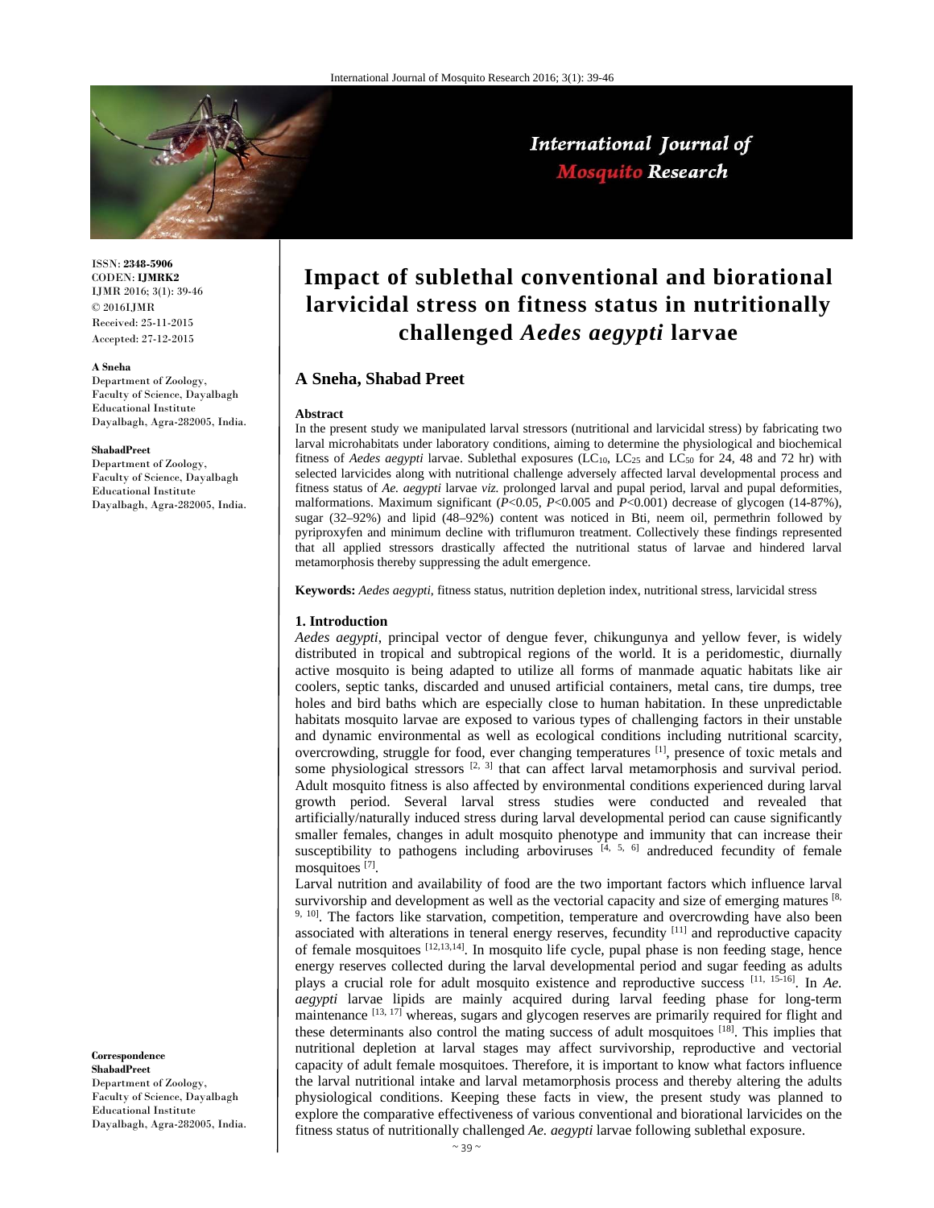ISSN: **2348-5906**
CODEN: **IJMRK2**
IJMR 2016; 3(1): 39-46
© 2016IJMR
Received: 25-11-2015
Accepted: 27-12-2015

**A Sneha**
Department of Zoology, Faculty of Science, Dayalbagh Educational Institute Dayalbagh, Agra-282005, India.

**ShabadPreet**
Department of Zoology, Faculty of Science, Dayalbagh Educational Institute Dayalbagh, Agra-282005, India.

**Correspondence**
**ShabadPreet**
Department of Zoology, Faculty of Science, Dayalbagh Educational Institute Dayalbagh, Agra-282005, India.

# Impact of sublethal conventional and biorational larvicidal stress on fitness status in nutritionally challenged *Aedes aegypti* larvae

## A Sneha, Shabad Preet

### Abstract

In the present study we manipulated larval stressors (nutritional and larvicidal stress) by fabricating two larval microhabitats under laboratory conditions, aiming to determine the physiological and biochemical fitness of *Aedes aegypti* larvae. Sublethal exposures ($LC_{10}$, $LC_{25}$ and $LC_{50}$ for 24, 48 and 72 hr) with selected larvicides along with nutritional challenge adversely affected larval developmental process and fitness status of *Ae. aegypti* larvae *viz.* prolonged larval and pupal period, larval and pupal deformities, malformations. Maximum significant ($P<0.05$, $P<0.005$ and $P<0.001$) decrease of glycogen (14-87%), sugar (32–92%) and lipid (48–92%) content was noticed in Bti, neem oil, permethrin followed by pyriproxyfen and minimum decline with triflumuron treatment. Collectively these findings represented that all applied stressors drastically affected the nutritional status of larvae and hindered larval metamorphosis thereby suppressing the adult emergence.

**Keywords:** *Aedes aegypti*, fitness status, nutrition depletion index, nutritional stress, larvicidal stress

### 1. Introduction

*Aedes aegypti*, principal vector of dengue fever, chikungunya and yellow fever, is widely distributed in tropical and subtropical regions of the world. It is a peridomestic, diurnally active mosquito is being adapted to utilize all forms of manmade aquatic habitats like air coolers, septic tanks, discarded and unused artificial containers, metal cans, tire dumps, tree holes and bird baths which are especially close to human habitation. In these unpredictable habitats mosquito larvae are exposed to various types of challenging factors in their unstable and dynamic environmental as well as ecological conditions including nutritional scarcity, overcrowding, struggle for food, ever changing temperatures [1], presence of toxic metals and some physiological stressors [2, 3] that can affect larval metamorphosis and survival period. Adult mosquito fitness is also affected by environmental conditions experienced during larval growth period. Several larval stress studies were conducted and revealed that artificially/naturally induced stress during larval developmental period can cause significantly smaller females, changes in adult mosquito phenotype and immunity that can increase their susceptibility to pathogens including arboviruses [4, 5, 6] andreduced fecundity of female mosquitoes [7].

Larval nutrition and availability of food are the two important factors which influence larval survivorship and development as well as the vectorial capacity and size of emerging matures [8, 9, 10]. The factors like starvation, competition, temperature and overcrowding have also been associated with alterations in teneral energy reserves, fecundity [11] and reproductive capacity of female mosquitoes [12,13,14]. In mosquito life cycle, pupal phase is non feeding stage, hence energy reserves collected during the larval developmental period and sugar feeding as adults plays a crucial role for adult mosquito existence and reproductive success [11, 15-16]. In *Ae. aegypti* larvae lipids are mainly acquired during larval feeding phase for long-term maintenance [13, 17] whereas, sugars and glycogen reserves are primarily required for flight and these determinants also control the mating success of adult mosquitoes [18]. This implies that nutritional depletion at larval stages may affect survivorship, reproductive and vectorial capacity of adult female mosquitoes. Therefore, it is important to know what factors influence the larval nutritional intake and larval metamorphosis process and thereby altering the adults physiological conditions. Keeping these facts in view, the present study was planned to explore the comparative effectiveness of various conventional and biorational larvicides on the fitness status of nutritionally challenged *Ae. aegypti* larvae following sublethal exposure.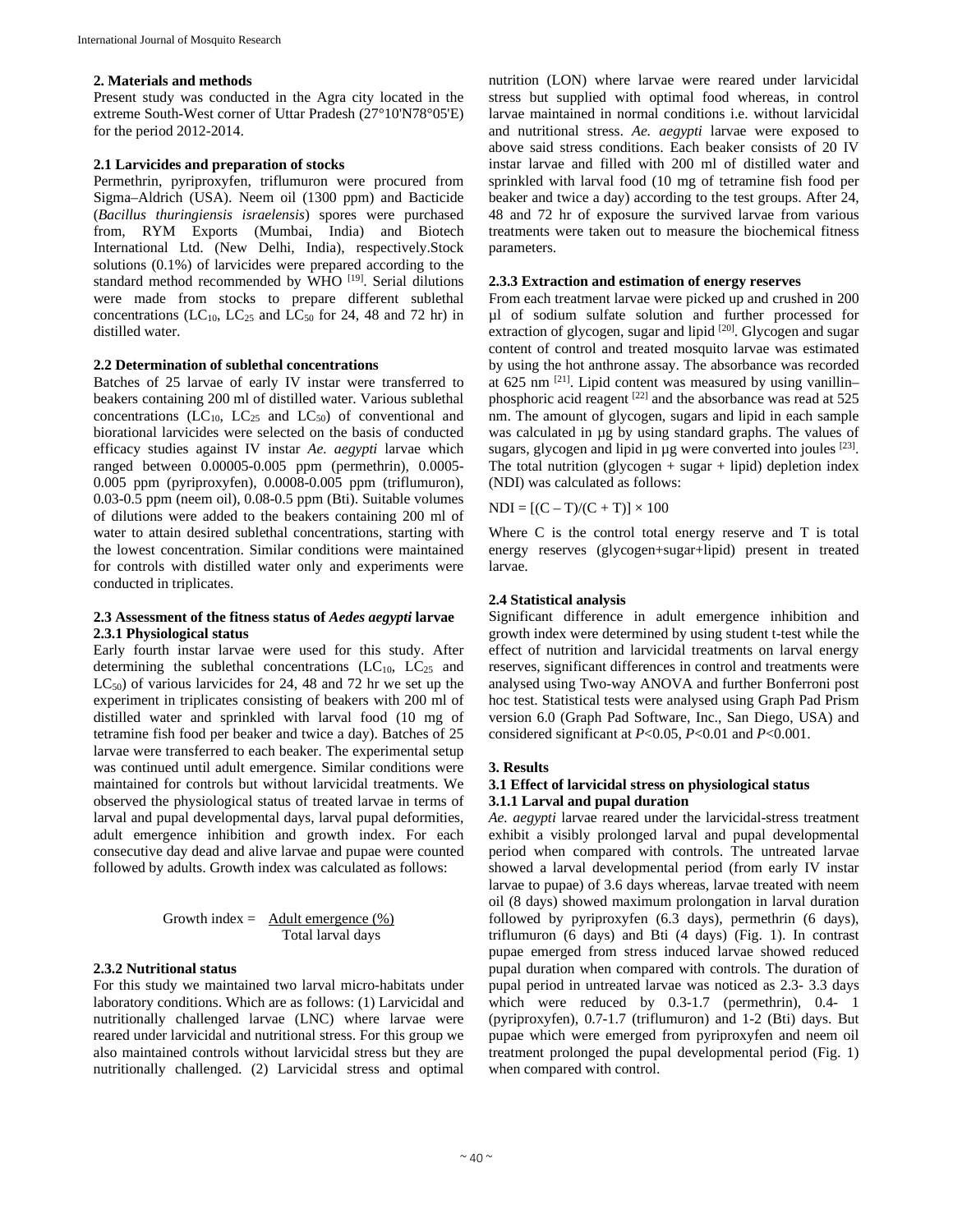## 2. Materials and methods

Present study was conducted in the Agra city located in the extreme South-West corner of Uttar Pradesh (27°10'N78°05'E) for the period 2012-2014.

### 2.1 Larvicides and preparation of stocks

Permethrin, pyriproxyfen, triflumuron were procured from Sigma–Aldrich (USA). Neem oil (1300 ppm) and Bacticide (*Bacillus thuringiensis israelensis*) spores were purchased from, RYM Exports (Mumbai, India) and Biotech International Ltd. (New Delhi, India), respectively.Stock solutions (0.1%) of larvicides were prepared according to the standard method recommended by WHO [19]. Serial dilutions were made from stocks to prepare different sublethal concentrations ($LC_{10}$, $LC_{25}$ and $LC_{50}$ for 24, 48 and 72 hr) in distilled water.

### 2.2 Determination of sublethal concentrations

Batches of 25 larvae of early IV instar were transferred to beakers containing 200 ml of distilled water. Various sublethal concentrations ($LC_{10}$, $LC_{25}$ and $LC_{50}$) of conventional and biorational larvicides were selected on the basis of conducted efficacy studies against IV instar *Ae. aegypti* larvae which ranged between 0.00005-0.005 ppm (permethrin), 0.0005-0.005 ppm (pyriproxyfen), 0.0008-0.005 ppm (triflumuron), 0.03-0.5 ppm (neem oil), 0.08-0.5 ppm (Bti). Suitable volumes of dilutions were added to the beakers containing 200 ml of water to attain desired sublethal concentrations, starting with the lowest concentration. Similar conditions were maintained for controls with distilled water only and experiments were conducted in triplicates.

### 2.3 Assessment of the fitness status of *Aedes aegypti* larvae

#### 2.3.1 Physiological status

Early fourth instar larvae were used for this study. After determining the sublethal concentrations ($LC_{10}$, $LC_{25}$ and $LC_{50}$) of various larvicides for 24, 48 and 72 hr we set up the experiment in triplicates consisting of beakers with 200 ml of distilled water and sprinkled with larval food (10 mg of tetramine fish food per beaker and twice a day). Batches of 25 larvae were transferred to each beaker. The experimental setup was continued until adult emergence. Similar conditions were maintained for controls but without larvicidal treatments. We observed the physiological status of treated larvae in terms of larval and pupal developmental days, larval pupal deformities, adult emergence inhibition and growth index. For each consecutive day dead and alive larvae and pupae were counted followed by adults. Growth index was calculated as follows:

$$\text{Growth index} = \frac{\text{Adult emergence (\%)}}{\text{Total larval days}}$$

#### 2.3.2 Nutritional status

For this study we maintained two larval micro-habitats under laboratory conditions. Which are as follows: (1) Larvicidal and nutritionally challenged larvae (LNC) where larvae were reared under larvicidal and nutritional stress. For this group we also maintained controls without larvicidal stress but they are nutritionally challenged. (2) Larvicidal stress and optimal nutrition (LON) where larvae were reared under larvicidal stress but supplied with optimal food whereas, in control larvae maintained in normal conditions i.e. without larvicidal and nutritional stress. *Ae. aegypti* larvae were exposed to above said stress conditions. Each beaker consists of 20 IV instar larvae and filled with 200 ml of distilled water and sprinkled with larval food (10 mg of tetramine fish food per beaker and twice a day) according to the test groups. After 24, 48 and 72 hr of exposure the survived larvae from various treatments were taken out to measure the biochemical fitness parameters.

#### 2.3.3 Extraction and estimation of energy reserves

From each treatment larvae were picked up and crushed in 200 µl of sodium sulfate solution and further processed for extraction of glycogen, sugar and lipid [20]. Glycogen and sugar content of control and treated mosquito larvae was estimated by using the hot anthrone assay. The absorbance was recorded at 625 nm [21]. Lipid content was measured by using vanillin–phosphoric acid reagent [22] and the absorbance was read at 525 nm. The amount of glycogen, sugars and lipid in each sample was calculated in µg by using standard graphs. The values of sugars, glycogen and lipid in µg were converted into joules [23]. The total nutrition (glycogen + sugar + lipid) depletion index (NDI) was calculated as follows:

$$NDI = [(C – T)/(C + T)] \times 100$$

Where C is the control total energy reserve and T is total energy reserves (glycogen+sugar+lipid) present in treated larvae.

### 2.4 Statistical analysis

Significant difference in adult emergence inhibition and growth index were determined by using student t-test while the effect of nutrition and larvicidal treatments on larval energy reserves, significant differences in control and treatments were analysed using Two-way ANOVA and further Bonferroni post hoc test. Statistical tests were analysed using Graph Pad Prism version 6.0 (Graph Pad Software, Inc., San Diego, USA) and considered significant at $P<0.05$, $P<0.01$ and $P<0.001$.

## 3. Results

### 3.1 Effect of larvicidal stress on physiological status

#### 3.1.1 Larval and pupal duration

*Ae. aegypti* larvae reared under the larvicidal-stress treatment exhibit a visibly prolonged larval and pupal developmental period when compared with controls. The untreated larvae showed a larval developmental period (from early IV instar larvae to pupae) of 3.6 days whereas, larvae treated with neem oil (8 days) showed maximum prolongation in larval duration followed by pyriproxyfen (6.3 days), permethrin (6 days), triflumuron (6 days) and Bti (4 days) (Fig. 1). In contrast pupae emerged from stress induced larvae showed reduced pupal duration when compared with controls. The duration of pupal period in untreated larvae was noticed as 2.3- 3.3 days which were reduced by 0.3-1.7 (permethrin), 0.4- 1 (pyriproxyfen), 0.7-1.7 (triflumuron) and 1-2 (Bti) days. But pupae which were emerged from pyriproxyfen and neem oil treatment prolonged the pupal developmental period (Fig. 1) when compared with control.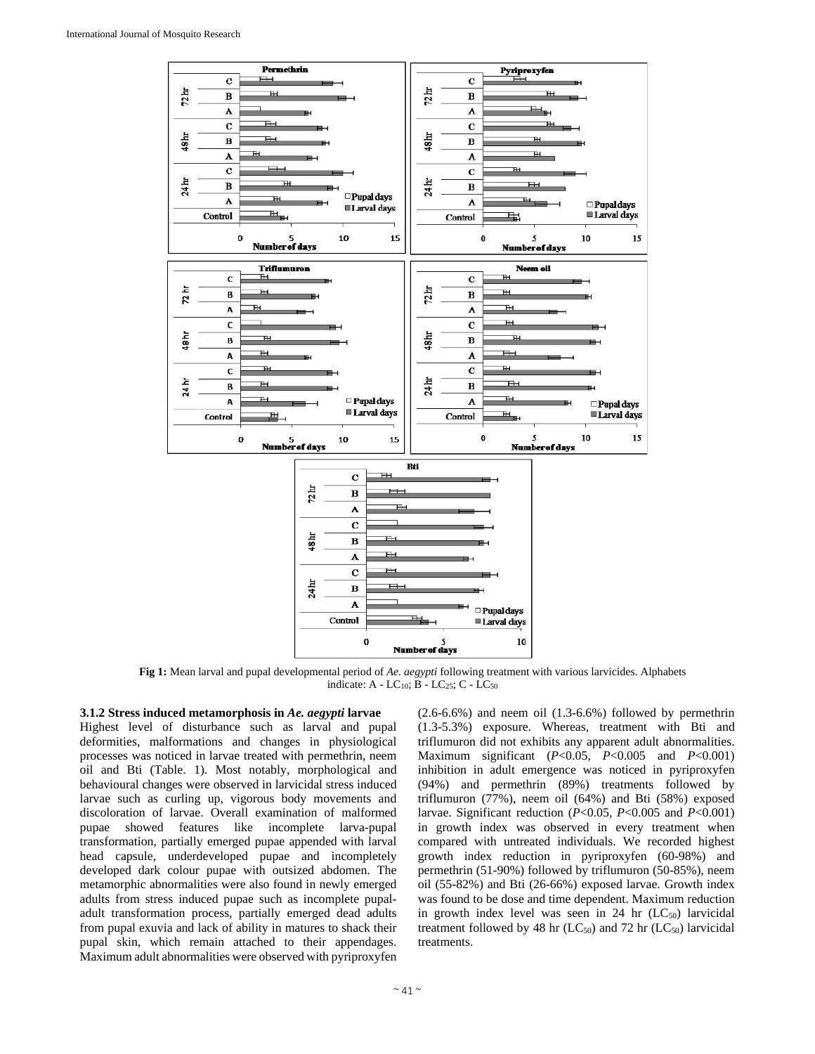Fig 1: Mean larval and pupal developmental period of *Ae. aegypti* following treatment with various larvicides. Alphabets indicate: A - $LC_{10}$; B - $LC_{25}$; C - $LC_{50}$

### 3.1.2 Stress induced metamorphosis in *Ae. aegypti* larvae

Highest level of disturbance such as larval and pupal deformities, malformations and changes in physiological processes was noticed in larvae treated with permethrin, neem oil and Bti (Table. 1). Most notably, morphological and behavioural changes were observed in larvicidal stress induced larvae such as curling up, vigorous body movements and discoloration of larvae. Overall examination of malformed pupae showed features like incomplete larva-pupal transformation, partially emerged pupae appended with larval head capsule, underdeveloped pupae and incompletely developed dark colour pupae with outsized abdomen. The metamorphic abnormalities were also found in newly emerged adults from stress induced pupae such as incomplete pupal-adult transformation process, partially emerged dead adults from pupal exuvia and lack of ability in matures to shack their pupal skin, which remain attached to their appendages. Maximum adult abnormalities were observed with pyriproxyfen (2.6-6.6%) and neem oil (1.3-6.6%) followed by permethrin (1.3-5.3%) exposure. Whereas, treatment with Bti and triflumuron did not exhibits any apparent adult abnormalities. Maximum significant ($P<0.05$, $P<0.005$ and $P<0.001$) inhibition in adult emergence was noticed in pyriproxyfen (94%) and permethrin (89%) treatments followed by triflumuron (77%), neem oil (64%) and Bti (58%) exposed larvae. Significant reduction ($P<0.05$, $P<0.005$ and $P<0.001$) in growth index was observed in every treatment when compared with untreated individuals. We recorded highest growth index reduction in pyriproxyfen (60-98%) and permethrin (51-90%) followed by triflumuron (50-85%), neem oil (55-82%) and Bti (26-66%) exposed larvae. Growth index was found to be dose and time dependent. Maximum reduction in growth index level was seen in 24 hr ($LC_{50}$) larvicidal treatment followed by 48 hr ($LC_{50}$) and 72 hr ($LC_{50}$) larvicidal treatments.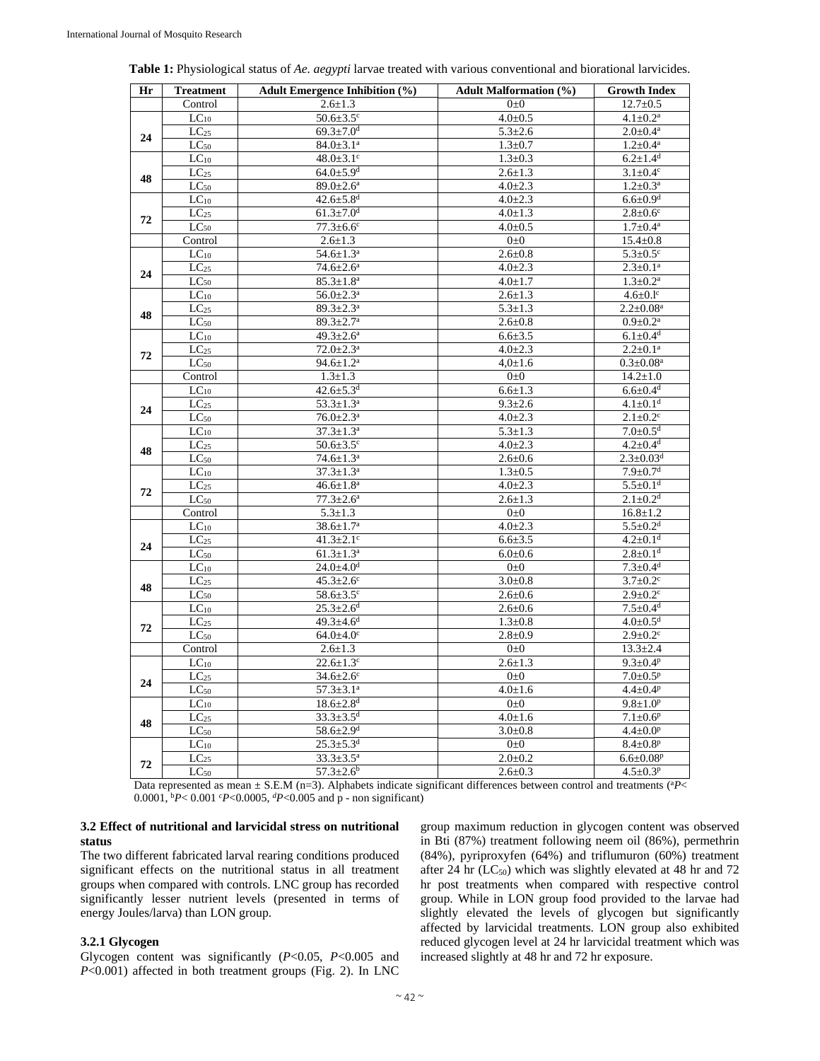**Table 1:** Physiological status of *Ae. aegypti* larvae treated with various conventional and biorational larvicides.

| Hr | Treatment | Adult Emergence Inhibition (%) | Adult Malformation (%) | Growth Index |
|---|---|---|---|---|
| | Control | 2.6±1.3 | 0±0 | 12.7±0.5 |
| 24 | $LC_{10}$ | 50.6±3.5[c] | 4.0±0.5 | 4.1±0.2[a] |
| | $LC_{25}$ | 69.3±7.0[d] | 5.3±2.6 | 2.0±0.4[a] |
| | $LC_{50}$ | 84.0±3.1[a] | 1.3±0.7 | 1.2±0.4[a] |
| 48 | $LC_{10}$ | 48.0±3.1[c] | 1.3±0.3 | 6.2±1.4[d] |
| | $LC_{25}$ | 64.0±5.9[d] | 2.6±1.3 | 3.1±0.4[c] |
| | $LC_{50}$ | 89.0±2.6[a] | 4.0±2.3 | 1.2±0.3[a] |
| 72 | $LC_{10}$ | 42.6±5.8[d] | 4.0±2.3 | 6.6±0.9[d] |
| | $LC_{25}$ | 61.3±7.0[d] | 4.0±1.3 | 2.8±0.6[c] |
| | $LC_{50}$ | 77.3±6.6[c] | 4.0±0.5 | 1.7±0.4[a] |
| | Control | 2.6±1.3 | 0±0 | 15.4±0.8 |
| 24 | $LC_{10}$ | 54.6±1.3[a] | 2.6±0.8 | 5.3±0.5[c] |
| | $LC_{25}$ | 74.6±2.6[a] | 4.0±2.3 | 2.3±0.1[a] |
| | $LC_{50}$ | 85.3±1.8[a] | 4.0±1.7 | 1.3±0.2[a] |
| 48 | $LC_{10}$ | 56.0±2.3[a] | 2.6±1.3 | 4.6±0.l[c] |
| | $LC_{25}$ | 89.3±2.3[a] | 5.3±1.3 | 2.2±0.08[a] |
| | $LC_{50}$ | 89.3±2.7[a] | 2.6±0.8 | 0.9±0.2[a] |
| 72 | $LC_{10}$ | 49.3±2.6[a] | 6.6±3.5 | 6.1±0.4[d] |
| | $LC_{25}$ | 72.0±2.3[a] | 4.0±2.3 | 2.2±0.1[a] |
| | $LC_{50}$ | 94.6±1.2[a] | 4,0±1.6 | 0.3±0.08[a] |
| | Control | 1.3±1.3 | 0±0 | 14.2±1.0 |
| 24 | $LC_{10}$ | 42.6±5.3[d] | 6.6±1.3 | 6.6±0.4[d] |
| | $LC_{25}$ | 53.3±1.3[a] | 9.3±2.6 | 4.1±0.1[d] |
| | $LC_{50}$ | 76.0±2.3[a] | 4.0±2.3 | 2.1±0.2[c] |
| 48 | $LC_{10}$ | 37.3±1.3[a] | 5.3±1.3 | 7.0±0.5[d] |
| | $LC_{25}$ | 50.6±3.5[c] | 4.0±2.3 | 4.2±0.4[d] |
| | $LC_{50}$ | 74.6±1.3[a] | 2.6±0.6 | 2.3±0.03[d] |
| 72 | $LC_{10}$ | 37.3±1.3[a] | 1.3±0.5 | 7.9±0.7[d] |
| | $LC_{25}$ | 46.6±1.8[a] | 4.0±2.3 | 5.5±0.1[d] |
| | $LC_{50}$ | 77.3±2.6[a] | 2.6±1.3 | 2.1±0.2[d] |
| | Control | 5.3±1.3 | 0±0 | 16.8±1.2 |
| 24 | $LC_{10}$ | 38.6±1.7[a] | 4.0±2.3 | 5.5±0.2[d] |
| | $LC_{25}$ | 41.3±2.1[c] | 6.6±3.5 | 4.2±0.1[d] |
| | $LC_{50}$ | 61.3±1.3[a] | 6.0±0.6 | 2.8±0.1[d] |
| 48 | $LC_{10}$ | 24.0±4.0[d] | 0±0 | 7.3±0.4[d] |
| | $LC_{25}$ | 45.3±2.6[c] | 3.0±0.8 | 3.7±0.2[c] |
| | $LC_{50}$ | 58.6±3.5[c] | 2.6±0.6 | 2.9±0.2[c] |
| 72 | $LC_{10}$ | 25.3±2.6[d] | 2.6±0.6 | 7.5±0.4[d] |
| | $LC_{25}$ | 49.3±4.6[d] | 1.3±0.8 | 4.0±0.5[d] |
| | $LC_{50}$ | 64.0±4.0[c] | 2.8±0.9 | 2.9±0.2[c] |
| | Control | 2.6±1.3 | 0±0 | 13.3±2.4 |
| 24 | $LC_{10}$ | 22.6±1.3[c] | 2.6±1.3 | 9.3±0.4[p] |
| | $LC_{25}$ | 34.6±2.6[c] | 0±0 | 7.0±0.5[p] |
| | $LC_{50}$ | 57.3±3.1[a] | 4.0±1.6 | 4.4±0.4[p] |
| 48 | $LC_{10}$ | 18.6±2.8[d] | 0±0 | 9.8±1.0[p] |
| | $LC_{25}$ | 33.3±3.5[d] | 4.0±1.6 | 7.1±0.6[p] |
| | $LC_{50}$ | 58.6±2.9[d] | 3.0±0.8 | 4.4±0.0[p] |
| 72 | $LC_{10}$ | 25.3±5.3[d] | 0±0 | 8.4±0.8[p] |
| | $LC_{25}$ | 33.3±3.5[a] | 2.0±0.2 | 6.6±0.08[p] |
| | $LC_{50}$ | 57.3±2.6[b] | 2.6±0.3 | 4.5±0.3[p] |

Data represented as mean ± S.E.M (n=3). Alphabets indicate significant differences between control and treatments ([a]$P<0.0001$, [b]$P<0.001$ [c]$P<0.0005$, [d]$P<0.005$ and p - non significant)

### 3.2 Effect of nutritional and larvicidal stress on nutritional status

The two different fabricated larval rearing conditions produced significant effects on the nutritional status in all treatment groups when compared with controls. LNC group has recorded significantly lesser nutrient levels (presented in terms of energy Joules/larva) than LON group.

### 3.2.1 Glycogen

Glycogen content was significantly ($P<0.05$, $P<0.005$ and $P<0.001$) affected in both treatment groups (Fig. 2). In LNC group maximum reduction in glycogen content was observed in Bti (87%) treatment following neem oil (86%), permethrin (84%), pyriproxyfen (64%) and triflumuron (60%) treatment after 24 hr ($LC_{50}$) which was slightly elevated at 48 hr and 72 hr post treatments when compared with respective control group. While in LON group food provided to the larvae had slightly elevated the levels of glycogen but significantly affected by larvicidal treatments. LON group also exhibited reduced glycogen level at 24 hr larvicidal treatment which was increased slightly at 48 hr and 72 hr exposure.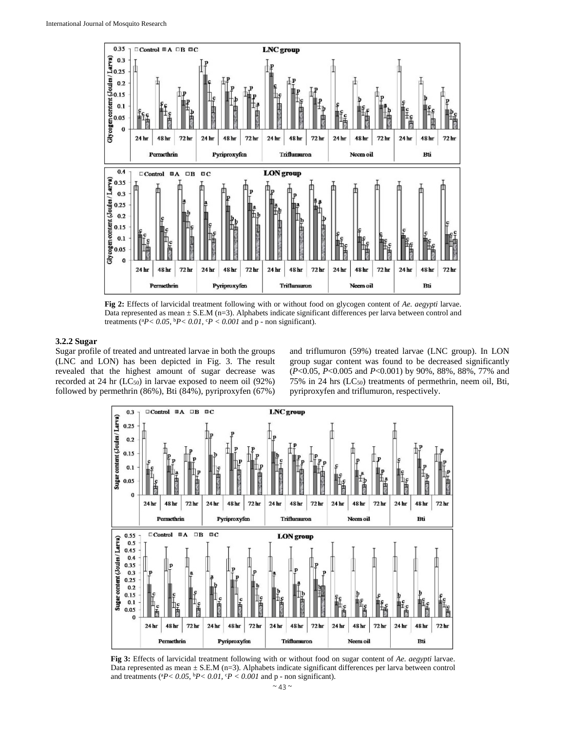**Fig 2:** Effects of larvicidal treatment following with or without food on glycogen content of *Ae. aegypti* larvae. Data represented as mean ± S.E.M (n=3). Alphabets indicate significant differences per larva between control and treatments ([a]$P< 0.05$, [b]$P< 0.01$, [c]$P < 0.001$ and p - non significant).

### 3.2.2 Sugar

Sugar profile of treated and untreated larvae in both the groups (LNC and LON) has been depicted in Fig. 3. The result revealed that the highest amount of sugar decrease was recorded at 24 hr ($LC_{50}$) in larvae exposed to neem oil (92%) followed by permethrin (86%), Bti (84%), pyriproxyfen (67%) and triflumuron (59%) treated larvae (LNC group). In LON group sugar content was found to be decreased significantly ($P<0.05$, $P<0.005$ and $P<0.001$) by 90%, 88%, 88%, 77% and 75% in 24 hrs ($LC_{50}$) treatments of permethrin, neem oil, Bti, pyriproxyfen and triflumuron, respectively.

**Fig 3:** Effects of larvicidal treatment following with or without food on sugar content of *Ae. aegypti* larvae. Data represented as mean ± S.E.M (n=3). Alphabets indicate significant differences per larva between control and treatments ([a]$P< 0.05$, [b]$P< 0.01$, [c]$P < 0.001$ and p - non significant).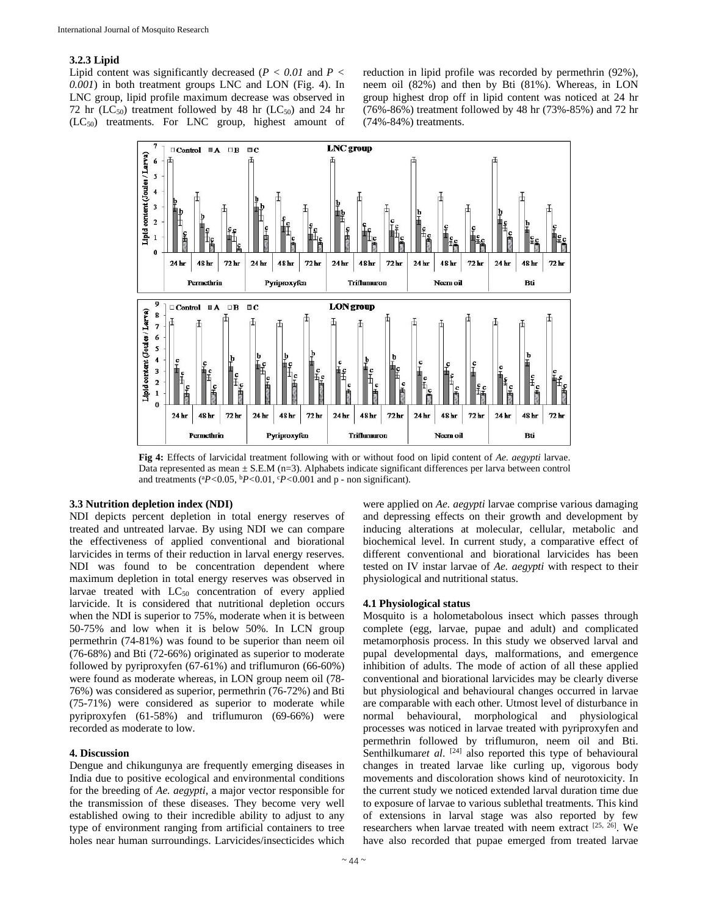### 3.2.3 Lipid

Lipid content was significantly decreased (*P < 0.01* and *P < 0.001*) in both treatment groups LNC and LON (Fig. 4). In LNC group, lipid profile maximum decrease was observed in 72 hr ($LC_{50}$) treatment followed by 48 hr ($LC_{50}$) and 24 hr ($LC_{50}$) treatments. For LNC group, highest amount of reduction in lipid profile was recorded by permethrin (92%), neem oil (82%) and then by Bti (81%). Whereas, in LON group highest drop off in lipid content was noticed at 24 hr (76%-86%) treatment followed by 48 hr (73%-85%) and 72 hr (74%-84%) treatments.

**Fig 4:** Effects of larvicidal treatment following with or without food on lipid content of *Ae. aegypti* larvae. Data represented as mean ± S.E.M (n=3). Alphabets indicate significant differences per larva between control and treatments ($^aP$<0.05, $^bP$<0.01, $^cP$<0.001 and p - non significant).

### 3.3 Nutrition depletion index (NDI)

NDI depicts percent depletion in total energy reserves of treated and untreated larvae. By using NDI we can compare the effectiveness of applied conventional and biorational larvicides in terms of their reduction in larval energy reserves. NDI was found to be concentration dependent where maximum depletion in total energy reserves was observed in larvae treated with $LC_{50}$ concentration of every applied larvicide. It is considered that nutritional depletion occurs when the NDI is superior to 75%, moderate when it is between 50-75% and low when it is below 50%. In LCN group permethrin (74-81%) was found to be superior than neem oil (76-68%) and Bti (72-66%) originated as superior to moderate followed by pyriproxyfen (67-61%) and triflumuron (66-60%) were found as moderate whereas, in LON group neem oil (78-76%) was considered as superior, permethrin (76-72%) and Bti (75-71%) were considered as superior to moderate while pyriproxyfen (61-58%) and triflumuron (69-66%) were recorded as moderate to low.

## 4. Discussion

Dengue and chikungunya are frequently emerging diseases in India due to positive ecological and environmental conditions for the breeding of *Ae. aegypti*, a major vector responsible for the transmission of these diseases. They become very well established owing to their incredible ability to adjust to any type of environment ranging from artificial containers to tree holes near human surroundings. Larvicides/insecticides which were applied on *Ae. aegypti* larvae comprise various damaging and depressing effects on their growth and development by inducing alterations at molecular, cellular, metabolic and biochemical level. In current study, a comparative effect of different conventional and biorational larvicides has been tested on IV instar larvae of *Ae. aegypti* with respect to their physiological and nutritional status.

### 4.1 Physiological status

Mosquito is a holometabolous insect which passes through complete (egg, larvae, pupae and adult) and complicated metamorphosis process. In this study we observed larval and pupal developmental days, malformations, and emergence inhibition of adults. The mode of action of all these applied conventional and biorational larvicides may be clearly diverse but physiological and behavioural changes occurred in larvae are comparable with each other. Utmost level of disturbance in normal behavioural, morphological and physiological processes was noticed in larvae treated with pyriproxyfen and permethrin followed by triflumuron, neem oil and Bti. Senthilkumar*et al.* [24] also reported this type of behavioural changes in treated larvae like curling up, vigorous body movements and discoloration shows kind of neurotoxicity. In the current study we noticed extended larval duration time due to exposure of larvae to various sublethal treatments. This kind of extensions in larval stage was also reported by few researchers when larvae treated with neem extract [25, 26]. We have also recorded that pupae emerged from treated larvae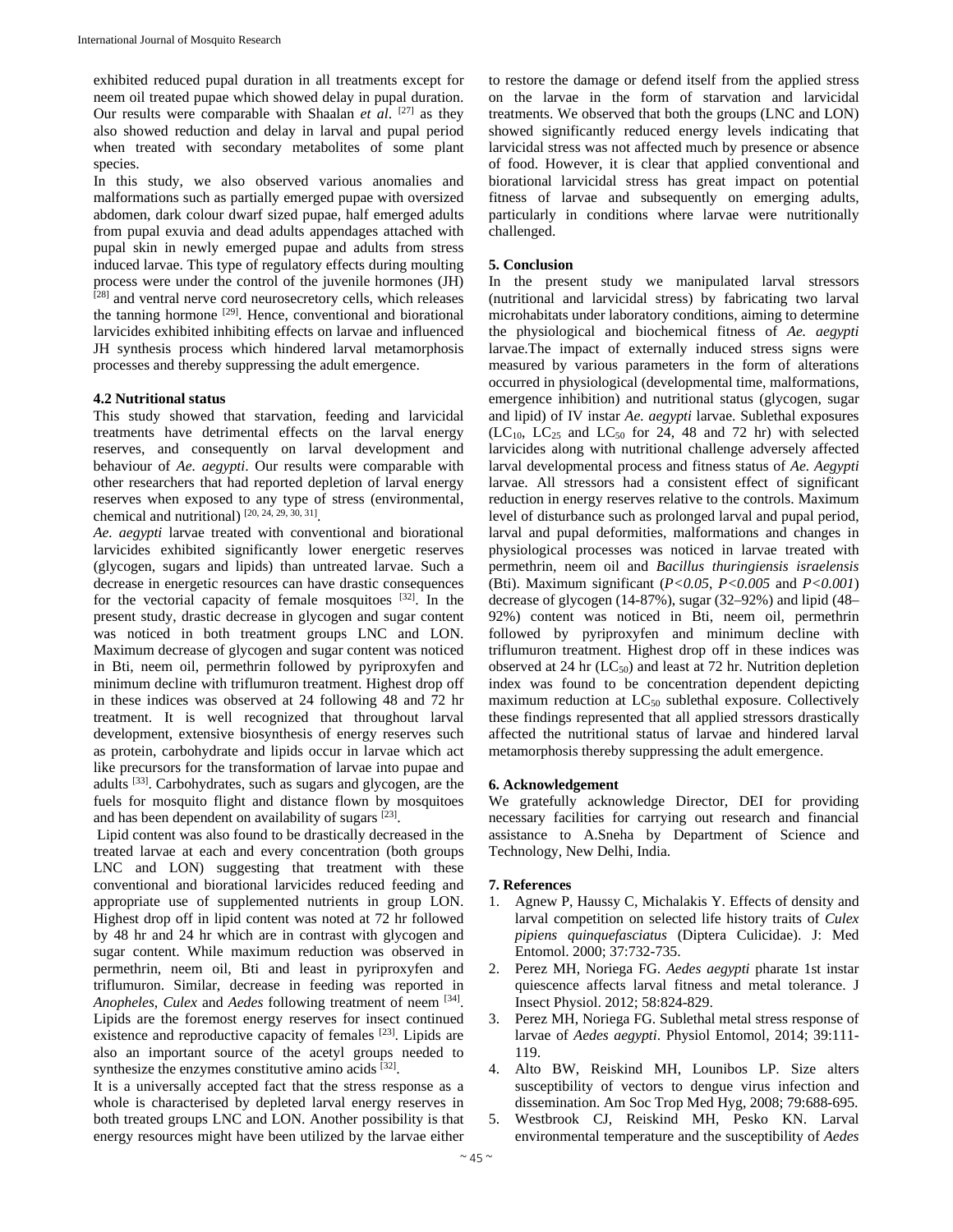exhibited reduced pupal duration in all treatments except for neem oil treated pupae which showed delay in pupal duration. Our results were comparable with Shaalan *et al*. [27] as they also showed reduction and delay in larval and pupal period when treated with secondary metabolites of some plant species.

In this study, we also observed various anomalies and malformations such as partially emerged pupae with oversized abdomen, dark colour dwarf sized pupae, half emerged adults from pupal exuvia and dead adults appendages attached with pupal skin in newly emerged pupae and adults from stress induced larvae. This type of regulatory effects during moulting process were under the control of the juvenile hormones (JH) [28] and ventral nerve cord neurosecretory cells, which releases the tanning hormone [29]. Hence, conventional and biorational larvicides exhibited inhibiting effects on larvae and influenced JH synthesis process which hindered larval metamorphosis processes and thereby suppressing the adult emergence.

### 4.2 Nutritional status

This study showed that starvation, feeding and larvicidal treatments have detrimental effects on the larval energy reserves, and consequently on larval development and behaviour of *Ae. aegypti*. Our results were comparable with other researchers that had reported depletion of larval energy reserves when exposed to any type of stress (environmental, chemical and nutritional) [20, 24, 29, 30, 31].

*Ae. aegypti* larvae treated with conventional and biorational larvicides exhibited significantly lower energetic reserves (glycogen, sugars and lipids) than untreated larvae. Such a decrease in energetic resources can have drastic consequences for the vectorial capacity of female mosquitoes [32]. In the present study, drastic decrease in glycogen and sugar content was noticed in both treatment groups LNC and LON. Maximum decrease of glycogen and sugar content was noticed in Bti, neem oil, permethrin followed by pyriproxyfen and minimum decline with triflumuron treatment. Highest drop off in these indices was observed at 24 following 48 and 72 hr treatment. It is well recognized that throughout larval development, extensive biosynthesis of energy reserves such as protein, carbohydrate and lipids occur in larvae which act like precursors for the transformation of larvae into pupae and adults [33]. Carbohydrates, such as sugars and glycogen, are the fuels for mosquito flight and distance flown by mosquitoes and has been dependent on availability of sugars [23].

Lipid content was also found to be drastically decreased in the treated larvae at each and every concentration (both groups LNC and LON) suggesting that treatment with these conventional and biorational larvicides reduced feeding and appropriate use of supplemented nutrients in group LON. Highest drop off in lipid content was noted at 72 hr followed by 48 hr and 24 hr which are in contrast with glycogen and sugar content. While maximum reduction was observed in permethrin, neem oil, Bti and least in pyriproxyfen and triflumuron. Similar, decrease in feeding was reported in *Anopheles, Culex* and *Aedes* following treatment of neem [34]. Lipids are the foremost energy reserves for insect continued existence and reproductive capacity of females [23]. Lipids are also an important source of the acetyl groups needed to synthesize the enzymes constitutive amino acids [32].

It is a universally accepted fact that the stress response as a whole is characterised by depleted larval energy reserves in both treated groups LNC and LON. Another possibility is that energy resources might have been utilized by the larvae either to restore the damage or defend itself from the applied stress on the larvae in the form of starvation and larvicidal treatments. We observed that both the groups (LNC and LON) showed significantly reduced energy levels indicating that larvicidal stress was not affected much by presence or absence of food. However, it is clear that applied conventional and biorational larvicidal stress has great impact on potential fitness of larvae and subsequently on emerging adults, particularly in conditions where larvae were nutritionally challenged.

## 5. Conclusion

In the present study we manipulated larval stressors (nutritional and larvicidal stress) by fabricating two larval microhabitats under laboratory conditions, aiming to determine the physiological and biochemical fitness of *Ae. aegypti* larvae.The impact of externally induced stress signs were measured by various parameters in the form of alterations occurred in physiological (developmental time, malformations, emergence inhibition) and nutritional status (glycogen, sugar and lipid) of IV instar *Ae. aegypti* larvae. Sublethal exposures ($LC_{10}$, $LC_{25}$ and $LC_{50}$ for 24, 48 and 72 hr) with selected larvicides along with nutritional challenge adversely affected larval developmental process and fitness status of *Ae. Aegypti* larvae. All stressors had a consistent effect of significant reduction in energy reserves relative to the controls. Maximum level of disturbance such as prolonged larval and pupal period, larval and pupal deformities, malformations and changes in physiological processes was noticed in larvae treated with permethrin, neem oil and *Bacillus thuringiensis israelensis* (Bti). Maximum significant (*$P<0.05$*, *$P<0.005$* and *$P<0.001$*) decrease of glycogen (14-87%), sugar (32–92%) and lipid (48–92%) content was noticed in Bti, neem oil, permethrin followed by pyriproxyfen and minimum decline with triflumuron treatment. Highest drop off in these indices was observed at 24 hr ($LC_{50}$) and least at 72 hr. Nutrition depletion index was found to be concentration dependent depicting maximum reduction at $LC_{50}$ sublethal exposure. Collectively these findings represented that all applied stressors drastically affected the nutritional status of larvae and hindered larval metamorphosis thereby suppressing the adult emergence.

## 6. Acknowledgement

We gratefully acknowledge Director, DEI for providing necessary facilities for carrying out research and financial assistance to A.Sneha by Department of Science and Technology, New Delhi, India.

## 7. References

1. Agnew P, Haussy C, Michalakis Y. Effects of density and larval competition on selected life history traits of *Culex pipiens quinquefasciatus* (Diptera Culicidae). J: Med Entomol. 2000; 37:732-735.
2. Perez MH, Noriega FG. *Aedes aegypti* pharate 1st instar quiescence affects larval fitness and metal tolerance. J Insect Physiol. 2012; 58:824-829.
3. Perez MH, Noriega FG. Sublethal metal stress response of larvae of *Aedes aegypti*. Physiol Entomol, 2014; 39:111-119.
4. Alto BW, Reiskind MH, Lounibos LP. Size alters susceptibility of vectors to dengue virus infection and dissemination. Am Soc Trop Med Hyg, 2008; 79:688-695.
5. Westbrook CJ, Reiskind MH, Pesko KN. Larval environmental temperature and the susceptibility of *Aedes*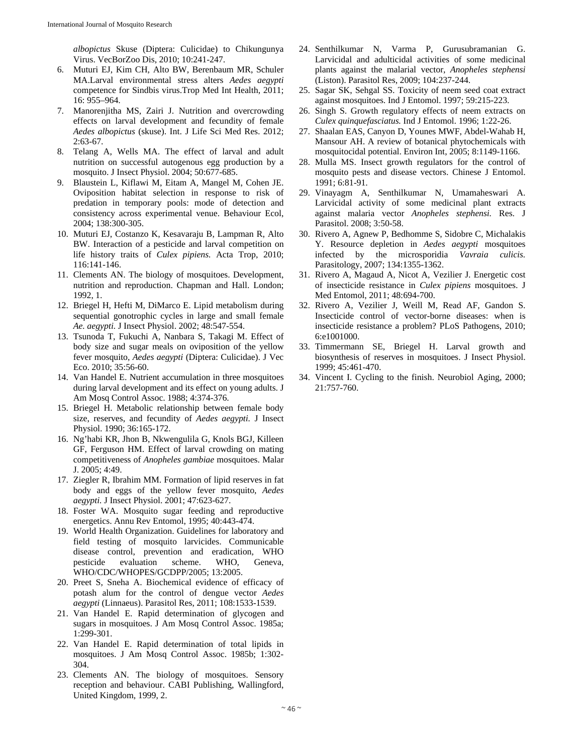*albopictus* Skuse (Diptera: Culicidae) to Chikungunya Virus. VecBorZoo Dis, 2010; 10:241-247.

6. Muturi EJ, Kim CH, Alto BW, Berenbaum MR, Schuler MA.Larval environmental stress alters *Aedes aegypti* competence for Sindbis virus.Trop Med Int Health, 2011; 16: 955–964.
7. Manorenjitha MS, Zairi J. Nutrition and overcrowding effects on larval development and fecundity of female *Aedes albopictus* (skuse). Int. J Life Sci Med Res. 2012; 2:63-67.
8. Telang A, Wells MA. The effect of larval and adult nutrition on successful autogenous egg production by a mosquito. J Insect Physiol. 2004; 50:677-685.
9. Blaustein L, Kiflawi M, Eitam A, Mangel M, Cohen JE. Oviposition habitat selection in response to risk of predation in temporary pools: mode of detection and consistency across experimental venue. Behaviour Ecol, 2004; 138:300-305.
10. Muturi EJ, Costanzo K, Kesavaraju B, Lampman R, Alto BW. Interaction of a pesticide and larval competition on life history traits of *Culex pipiens.* Acta Trop, 2010; 116:141-146.
11. Clements AN. The biology of mosquitoes. Development, nutrition and reproduction. Chapman and Hall. London; 1992, 1.
12. Briegel H, Hefti M, DiMarco E. Lipid metabolism during sequential gonotrophic cycles in large and small female *Ae. aegypti.* J Insect Physiol. 2002; 48:547-554.
13. Tsunoda T, Fukuchi A, Nanbara S, Takagi M. Effect of body size and sugar meals on oviposition of the yellow fever mosquito, *Aedes aegypti* (Diptera: Culicidae). J Vec Eco. 2010; 35:56-60.
14. Van Handel E. Nutrient accumulation in three mosquitoes during larval development and its effect on young adults. J Am Mosq Control Assoc. 1988; 4:374-376.
15. Briegel H. Metabolic relationship between female body size, reserves, and fecundity of *Aedes aegypti.* J Insect Physiol. 1990; 36:165-172.
16. Ng'habi KR, Jhon B, Nkwengulila G, Knols BGJ, Killeen GF, Ferguson HM. Effect of larval crowding on mating competitiveness of *Anopheles gambiae* mosquitoes. Malar J. 2005; 4:49.
17. Ziegler R, Ibrahim MM. Formation of lipid reserves in fat body and eggs of the yellow fever mosquito, *Aedes aegypti.* J Insect Physiol. 2001; 47:623-627.
18. Foster WA. Mosquito sugar feeding and reproductive energetics. Annu Rev Entomol, 1995; 40:443-474.
19. World Health Organization. Guidelines for laboratory and field testing of mosquito larvicides. Communicable disease control, prevention and eradication, WHO pesticide evaluation scheme. WHO, Geneva, WHO/CDC/WHOPES/GCDPP/2005; 13:2005.
20. Preet S, Sneha A. Biochemical evidence of efficacy of potash alum for the control of dengue vector *Aedes aegypti* (Linnaeus). Parasitol Res, 2011; 108:1533-1539.
21. Van Handel E. Rapid determination of glycogen and sugars in mosquitoes. J Am Mosq Control Assoc. 1985a; 1:299-301.
22. Van Handel E. Rapid determination of total lipids in mosquitoes. J Am Mosq Control Assoc. 1985b; 1:302-304.
23. Clements AN. The biology of mosquitoes. Sensory reception and behaviour. CABI Publishing, Wallingford, United Kingdom, 1999, 2.
24. Senthilkumar N, Varma P, Gurusubramanian G. Larvicidal and adulticidal activities of some medicinal plants against the malarial vector, *Anopheles stephensi* (Liston). Parasitol Res, 2009; 104:237-244.
25. Sagar SK, Sehgal SS. Toxicity of neem seed coat extract against mosquitoes. Ind J Entomol. 1997; 59:215-223.
26. Singh S. Growth regulatory effects of neem extracts on *Culex quinquefasciatus.* Ind J Entomol. 1996; 1:22-26.
27. Shaalan EAS, Canyon D, Younes MWF, Abdel-Wahab H, Mansour AH. A review of botanical phytochemicals with mosquitocidal potential. Environ Int, 2005; 8:1149-1166.
28. Mulla MS. Insect growth regulators for the control of mosquito pests and disease vectors. Chinese J Entomol. 1991; 6:81-91.
29. Vinayagm A, Senthilkumar N, Umamaheswari A. Larvicidal activity of some medicinal plant extracts against malaria vector *Anopheles stephensi.* Res. J Parasitol. 2008; 3:50-58.
30. Rivero A, Agnew P, Bedhomme S, Sidobre C, Michalakis Y. Resource depletion in *Aedes aegypti* mosquitoes infected by the microsporidia *Vavraia culicis.* Parasitology, 2007; 134:1355-1362.
31. Rivero A, Magaud A, Nicot A, Vezilier J. Energetic cost of insecticide resistance in *Culex pipiens* mosquitoes. J Med Entomol, 2011; 48:694-700.
32. Rivero A, Vezilier J, Weill M, Read AF, Gandon S. Insecticide control of vector-borne diseases: when is insecticide resistance a problem? PLoS Pathogens, 2010; 6:e1001000.
33. Timmermann SE, Briegel H. Larval growth and biosynthesis of reserves in mosquitoes. J Insect Physiol. 1999; 45:461-470.
34. Vincent I. Cycling to the finish. Neurobiol Aging, 2000; 21:757-760.